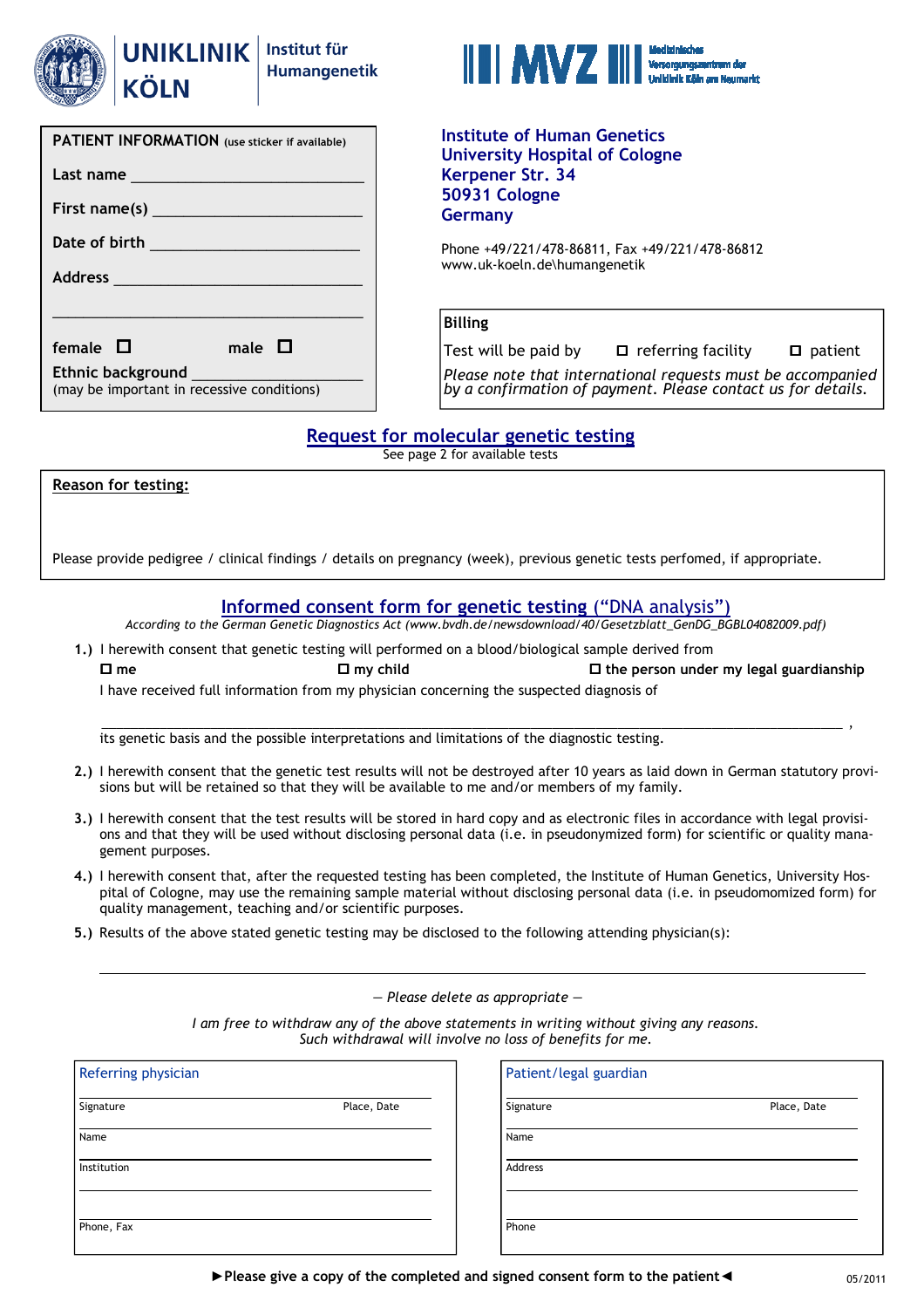UNIKLINIK KÖLN | Institut für Humangenetik

MVZ Medizinisches Versorgungszentrum der Uniklinik Köln am Neumarkt

**PATIENT INFORMATION** (use sticker if available)

Last name ____________________________

First name(s) ____________________________

Date of birth ____________________________

Address ____________________________

____________________________

female ☐ male ☐

Ethnic background ____________________
(may be important in recessive conditions)

**Institute of Human Genetics**
**University Hospital of Cologne**
**Kerpener Str. 34**
**50931 Cologne**
**Germany**

Phone +49/221/478-86811, Fax +49/221/478-86812
www.uk-koeln.de\humangenetik

**Billing**

Test will be paid by ☐ referring facility ☐ patient

*Please note that international requests must be accompanied by a confirmation of payment. Please contact us for details.*

## Request for molecular genetic testing

See page 2 for available tests

**Reason for testing:**

Please provide pedigree / clinical findings / details on pregnancy (week), previous genetic tests perfomed, if appropriate.

## Informed consent form for genetic testing ("DNA analysis")

*According to the German Genetic Diagnostics Act (www.bvdh.de/newsdownload/40/Gesetzblatt_GenDG_BGBL04082009.pdf)*

**1.)** I herewith consent that genetic testing will performed on a blood/biological sample derived from
☐ **me** ☐ **my child** ☐ **the person under my legal guardianship**
I have received full information from my physician concerning the suspected diagnosis of

____________________________________________________________ ,
its genetic basis and the possible interpretations and limitations of the diagnostic testing.

**2.)** I herewith consent that the genetic test results will not be destroyed after 10 years as laid down in German statutory provisions but will be retained so that they will be available to me and/or members of my family.

**3.)** I herewith consent that the test results will be stored in hard copy and as electronic files in accordance with legal provisions and that they will be used without disclosing personal data (i.e. in pseudonymized form) for scientific or quality management purposes.

**4.)** I herewith consent that, after the requested testing has been completed, the Institute of Human Genetics, University Hospital of Cologne, may use the remaining sample material without disclosing personal data (i.e. in pseudomomized form) for quality management, teaching and/or scientific purposes.

**5.)** Results of the above stated genetic testing may be disclosed to the following attending physician(s):

____________________________________________________________

*— Please delete as appropriate —*

*I am free to withdraw any of the above statements in writing without giving any reasons.*
*Such withdrawal will involve no loss of benefits for me.*

**Referring physician**

Signature ____________ Place, Date ____________

Name ____________

Institution ____________

____________

Phone, Fax ____________

**Patient/legal guardian**

Signature ____________ Place, Date ____________

Name ____________

Address ____________

____________

Phone ____________

**►Please give a copy of the completed and signed consent form to the patient◄**

05/2011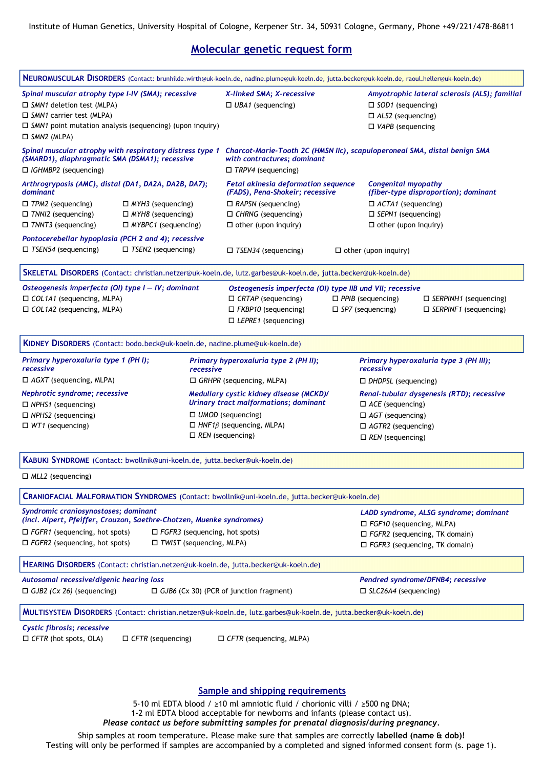Institute of Human Genetics, University Hospital of Cologne, Kerpener Str. 34, 50931 Cologne, Germany, Phone +49/221/478-86811

# Molecular genetic request form

## NEUROMUSCULAR DISORDERS (Contact: brunhilde.wirth@uk-koeln.de, nadine.plume@uk-koeln.de, jutta.becker@uk-koeln.de, raoul.heller@uk-koeln.de)

*Spinal muscular atrophy type I-IV (SMA); recessive*
- ☐ *SMN1* deletion test (MLPA)
- ☐ *SMN1* carrier test (MLPA)
- ☐ *SMN1* point mutation analysis (sequencing) (upon inquiry)
- ☐ *SMN2* (MLPA)

*X-linked SMA; X-recessive*
- ☐ *UBA1* (sequencing)

*Amyotrophic lateral sclerosis (ALS); familial*
- ☐ *SOD1* (sequencing)
- ☐ *ALS2* (sequencing)
- ☐ *VAPB* (sequencing

*Spinal muscular atrophy with respiratory distress type 1 (SMARD1), diaphragmatic SMA (DSMA1); recessive*
- ☐ *IGHMBP2* (sequencing)

*Charcot-Marie-Tooth 2C (HMSN IIc), scapuloperoneal SMA, distal benign SMA with contractures; dominant*
- ☐ *TRPV4* (sequencing)

*Arthrogryposis (AMC), distal (DA1, DA2A, DA2B, DA7); dominant*
- ☐ *TPM2* (sequencing)
- ☐ *TNNI2* (sequencing)
- ☐ *TNNT3* (sequencing)
- ☐ *MYH3* (sequencing)
- ☐ *MYH8* (sequencing)
- ☐ *MYBPC1* (sequencing)

*Fetal akinesia deformation sequence (FADS), Pena-Shokeir; recessive*
- ☐ *RAPSN* (sequencing)
- ☐ *CHRNG* (sequencing)
- ☐ other (upon inquiry)

*Congenital myopathy (fiber-type disproportion); dominant*
- ☐ *ACTA1* (sequencing)
- ☐ *SEPN1* (sequencing)
- ☐ other (upon inquiry)

*Pontocerebellar hypoplasia (PCH 2 and 4); recessive*
- ☐ *TSEN54* (sequencing)
- ☐ *TSEN2* (sequencing)
- ☐ *TSEN34* (sequencing)
- ☐ other (upon inquiry)

## SKELETAL DISORDERS (Contact: christian.netzer@uk-koeln.de, lutz.garbes@uk-koeln.de, jutta.becker@uk-koeln.de)

*Osteogenesis imperfecta (OI) type I – IV; dominant*
- ☐ *COL1A1* (sequencing, MLPA)
- ☐ *COL1A2* (sequencing, MLPA)

*Osteogenesis imperfecta (OI) type IIB und VII; recessive*
- ☐ *CRTAP* (sequencing)
- ☐ *FKBP10* (sequencing)
- ☐ *LEPRE1* (sequencing)
- ☐ *PPIB* (sequencing)
- ☐ *SP7* (sequencing)
- ☐ *SERPINH1* (sequencing)
- ☐ *SERPINF1* (sequencing)

## KIDNEY DISORDERS (Contact: bodo.beck@uk-koeln.de, nadine.plume@uk-koeln.de)

*Primary hyperoxaluria type 1 (PH I); recessive*
- ☐ *AGXT* (sequencing, MLPA)

*Primary hyperoxaluria type 2 (PH II); recessive*
- ☐ *GRHPR* (sequencing, MLPA)

*Primary hyperoxaluria type 3 (PH III); recessive*
- ☐ *DHDPSL* (sequencing)

*Nephrotic syndrome; recessive*
- ☐ *NPHS1* (sequencing)
- ☐ *NPHS2* (sequencing)
- ☐ *WT1* (sequencing)

*Medullary cystic kidney disease (MCKD)/ Urinary tract malformations; dominant*
- ☐ *UMOD* (sequencing)
- ☐ *HNF1β* (sequencing, MLPA)
- ☐ *REN* (sequencing)

*Renal-tubular dysgenesis (RTD); recessive*
- ☐ *ACE* (sequencing)
- ☐ *AGT* (sequencing)
- ☐ *AGTR2* (sequencing)
- ☐ *REN* (sequencing)

## KABUKI SYNDROME (Contact: bwollnik@uni-koeln.de, jutta.becker@uk-koeln.de)

- ☐ *MLL2* (sequencing)

## CRANIOFACIAL MALFORMATION SYNDROMES (Contact: bwollnik@uni-koeln.de, jutta.becker@uk-koeln.de)

*Syndromic craniosynostoses; dominant (incl. Alpert, Pfeiffer, Crouzon, Saethre-Chotzen, Muenke syndromes)*
- ☐ *FGFR1* (sequencing, hot spots)
- ☐ *FGFR2* (sequencing, hot spots)
- ☐ *FGFR3* (sequencing, hot spots)
- ☐ *TWIST* (sequencing, MLPA)

*LADD syndrome, ALSG syndrome; dominant*
- ☐ *FGF10* (sequencing, MLPA)
- ☐ *FGFR2* (sequencing, TK domain)
- ☐ *FGFR3* (sequencing, TK domain)

## HEARING DISORDERS (Contact: christian.netzer@uk-koeln.de, jutta.becker@uk-koeln.de)

*Autosomal recessive/digenic hearing loss*
- ☐ *GJB2 (Cx 26)* (sequencing)
- ☐ *GJB6* (Cx 30) (PCR of junction fragment)

*Pendred syndrome/DFNB4; recessive*
- ☐ *SLC26A4* (sequencing)

## MULTISYSTEM DISORDERS (Contact: christian.netzer@uk-koeln.de, lutz.garbes@uk-koeln.de, jutta.becker@uk-koeln.de)

*Cystic fibrosis; recessive*
- ☐ *CFTR* (hot spots, OLA)
- ☐ *CFTR* (sequencing)
- ☐ *CFTR* (sequencing, MLPA)

## Sample and shipping requirements

5-10 ml EDTA blood / ≥10 ml amniotic fluid / chorionic villi / ≥500 ng DNA;
1-2 ml EDTA blood acceptable for newborns and infants (please contact us).
***Please contact us before submitting samples for prenatal diagnosis/during pregnancy.***

Ship samples at room temperature. Please make sure that samples are correctly **labelled (name & dob)**!
Testing will only be performed if samples are accompanied by a completed and signed informed consent form (s. page 1).